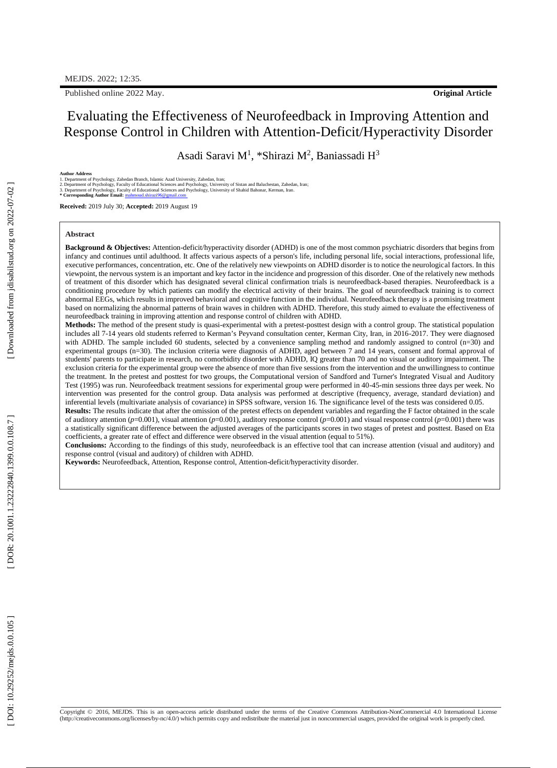Published online 2022 May. **Original Article**

# Evaluating the Effectiveness of Neurofeedback in Improving Attention and Response Control in Children with Attention-Deficit/Hyperactivity Disorder

Asadi Saravi M[1], *Shirazi M[2], Baniassadi H[3]

**Author Address**
1. Department of Psychology, Zahedan Branch, Islamic Azad University, Zahedan, Iran;
2. Department of Psychology, Faculty of Educational Sciences and Psychology, University of Sistan and Baluchestan, Zahedan, Iran;
3. Department of Psychology, Faculty of Educational Sciences and Psychology, University of Shahid Bahonar, Kerman, Iran.
**\* Corresponding Author Email:** mahmoud.shirazi96@gmail.com

**Received:** 2019 July 30; **Accepted:** 2019 August 19

**Abstract**

**Background & Objectives:** Attention-deficit/hyperactivity disorder (ADHD) is one of the most common psychiatric disorders that begins from infancy and continues until adulthood. It affects various aspects of a person's life, including personal life, social interactions, professional life, executive performances, concentration, etc. One of the relatively new viewpoints on ADHD disorder is to notice the neurological factors. In this viewpoint, the nervous system is an important and key factor in the incidence and progression of this disorder. One of the relatively new methods of treatment of this disorder which has designated several clinical confirmation trials is neurofeedback-based therapies. Neurofeedback is a conditioning procedure by which patients can modify the electrical activity of their brains. The goal of neurofeedback training is to correct abnormal EEGs, which results in improved behavioral and cognitive function in the individual. Neurofeedback therapy is a promising treatment based on normalizing the abnormal patterns of brain waves in children with ADHD. Therefore, this study aimed to evaluate the effectiveness of neurofeedback training in improving attention and response control of children with ADHD.

**Methods:** The method of the present study is quasi-experimental with a pretest-posttest design with a control group. The statistical population includes all 7-14 years old students referred to Kerman's Peyvand consultation center, Kerman City, Iran, in 2016-2017. They were diagnosed with ADHD. The sample included 60 students, selected by a convenience sampling method and randomly assigned to control (n=30) and experimental groups (n=30). The inclusion criteria were diagnosis of ADHD, aged between 7 and 14 years, consent and formal approval of students' parents to participate in research, no comorbidity disorder with ADHD, IQ greater than 70 and no visual or auditory impairment. The exclusion criteria for the experimental group were the absence of more than five sessions from the intervention and the unwillingness to continue the treatment. In the pretest and posttest for two groups, the Computational version of Sandford and Turner's Integrated Visual and Auditory Test (1995) was run. Neurofeedback treatment sessions for experimental group were performed in 40-45-min sessions three days per week. No intervention was presented for the control group. Data analysis was performed at descriptive (frequency, average, standard deviation) and inferential levels (multivariate analysis of covariance) in SPSS software, version 16. The significance level of the tests was considered 0.05.

**Results:** The results indicate that after the omission of the pretest effects on dependent variables and regarding the F factor obtained in the scale of auditory attention ($p$=0.001), visual attention ($p$=0.001), auditory response control ($p$=0.001) and visual response control ($p$=0.001) there was a statistically significant difference between the adjusted averages of the participants scores in two stages of pretest and posttest. Based on Eta coefficients, a greater rate of effect and difference were observed in the visual attention (equal to 51%).

**Conclusions:** According to the findings of this study, neurofeedback is an effective tool that can increase attention (visual and auditory) and response control (visual and auditory) of children with ADHD.

**Keywords:** Neurofeedback, Attention, Response control, Attention-deficit/hyperactivity disorder.

Copyright © 2016, MEJDS. This is an open-access article distributed under the terms of the Creative Commons Attribution-NonCommercial 4.0 International License (http://creativecommons.org/licenses/by-nc/4.0/) which permits copy and redistribute the material just in noncommercial usages, provided the original work is properly cited.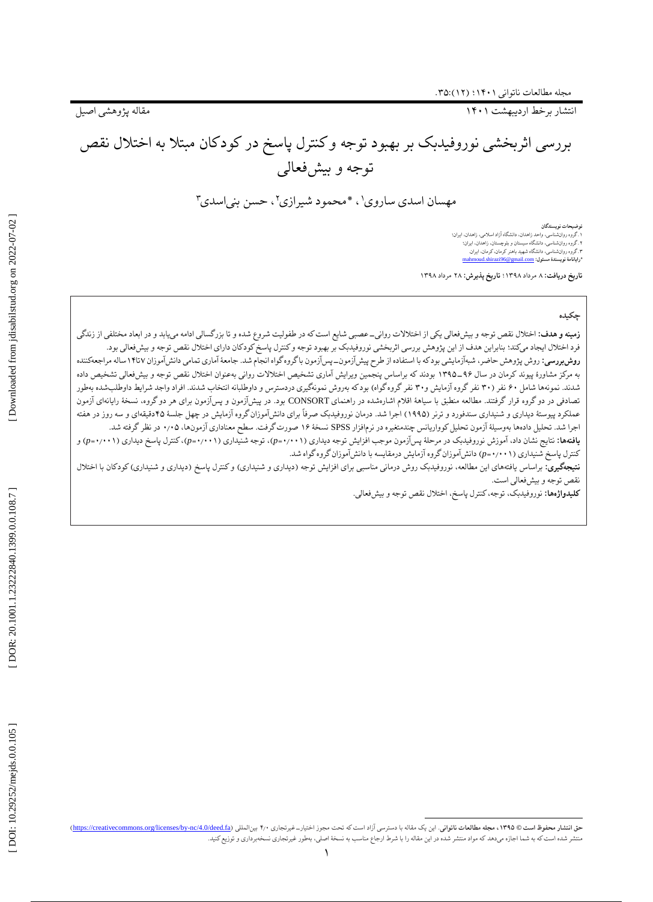مقاله پژوهشی اصیل

# بررسی اثربخشی نوروفیدبک بر بهبود توجه و کنترل پاسخ در کودکان مبتلا به اختلال نقص توجه و بیش‌فعالی

مهسان اسدی ساروی[1]، *محمود شیرازی[2]، حسن بنی‌اسدی[3]

**توضیحات نویسندگان**

۱. گروه روان‌شناسی، واحد زاهدان، دانشگاه آزاد اسلامی، زاهدان، ایران؛

۲. گروه روان‌شناسی، دانشگاه سیستان و بلوچستان، زاهدان، ایران؛

۳. گروه روان‌شناسی، دانشگاه شهید باهنر کرمان، کرمان، ایران.

***رایانامهٔ نویسندهٔ مسئول:** mahmoud.shirazi96@gmail.com

**تاریخ دریافت:** ۸ مرداد ۱۳۹۸؛ **تاریخ پذیرش:** ۲۸ مرداد ۱۳۹۸

## چکیده

**زمینه و هدف:** اختلال نقص توجه و بیش‌فعالی یکی از اختلالات روانی�_عصبی شایع است که در طفولیت شروع شده و تا بزرگسالی ادامه می‌یابد و در ابعاد مختلفی از زندگی فرد اختلال ایجاد می‌کند؛ بنابراین هدف از این پژوهش بررسی اثربخشی نوروفیدبک بر بهبود توجه و کنترل پاسخ کودکان دارای اختلال نقص توجه و بیش‌فعالی بود.

**روش‌بررسی:** روش پژوهش حاضر، شبه‌آزمایشی بود که با استفاده از طرح پیش‌آزمون_پس‌آزمون با گروه گواه انجام شد. جامعهٔ آماری تمامی دانش‌آموزان ۷تا۱۴ساله مراجعه‌کننده به مرکز مشاورهٔ پیوند کرمان در سال ۹۶_۱۳۹۵ بودند که براساس پنجمین ویرایش آماری تشخیص اختلالات روانی به‌عنوان اختلال نقص توجه و بیش‌فعالی تشخیص داده شدند. نمونه‌ها شامل ۶۰ نفر (۳۰ نفر گروه آزمایش و ۳۰ نفر گروه گواه) بود که به‌روش نمونه‌گیری دردسترس و داوطلبانه انتخاب شدند. افراد واجد شرایط داوطلب‌شده به‌طور تصادفی در دو گروه قرار گرفتند. مطالعه منطبق با سیاههٔ اقلام اشاره‌شده در راهنمای CONSORT بود. در پیش‌آزمون و پس‌آزمون برای هر دو گروه، نسخهٔ رایانه‌ای آزمون عملکرد پیوستهٔ دیداری و شنیداری سندفورد و ترنر (۱۹۹۵) اجرا شد. درمان نوروفیدبک صرفاً برای دانش‌آموزان گروه آزمایش در چهل جلسهٔ ۴۵دقیقه‌ای و سه روز در هفته اجرا شد. تحلیل داده‌ها به‌وسیلهٔ آزمون تحلیل کوواریانس چندمتغیره در نرم‌افزار SPSS نسخهٔ ۱۶ صورت گرفت. سطح معناداری آزمون‌ها، ۰٫۰۵ در نظر گرفته شد.

**یافته‌ها:** نتایج نشان داد، آموزش نوروفیدبک در مرحلهٔ پس‌آزمون موجب افزایش توجه دیداری ($p$=۰٫۰۰۱)، توجه شنیداری ($p$=۰٫۰۰۱)، کنترل پاسخ دیداری ($p$=۰٫۰۰۱) و کنترل پاسخ شنیداری ($p$=۰٫۰۰۱) دانش‌آموزان گروه آزمایش درمقایسه با دانش‌آموزان گروه گواه شد.

**نتیجه‌گیری:** براساس یافته‌های این مطالعه، نوروفیدبک روش درمانی مناسبی برای افزایش توجه (دیداری و شنیداری) و کنترل پاسخ (دیداری و شنیداری) کودکان با اختلال نقص توجه و بیش‌فعالی است.

**کلیدواژه‌ها:** نوروفیدبک، توجه، کنترل پاسخ، اختلال نقص توجه و بیش‌فعالی.

**حق انتشار محفوظ است © ۱۳۹۵، مجله مطالعات ناتوانی.** این یک مقاله با دسترسی آزاد است که تحت مجوز اختیار_غیرتجاری ۴٫۰ بین‌المللی (https://creativecommons.org/licenses/by-nc/4.0/deed.fa) منتشر شده است که به شما اجازه می‌دهد که مواد منتشر شده در این مقاله را با شرط ارجاع مناسب به نسخهٔ اصلی، به‌طور غیرتجاری نسخه‌برداری و توزیع کنید.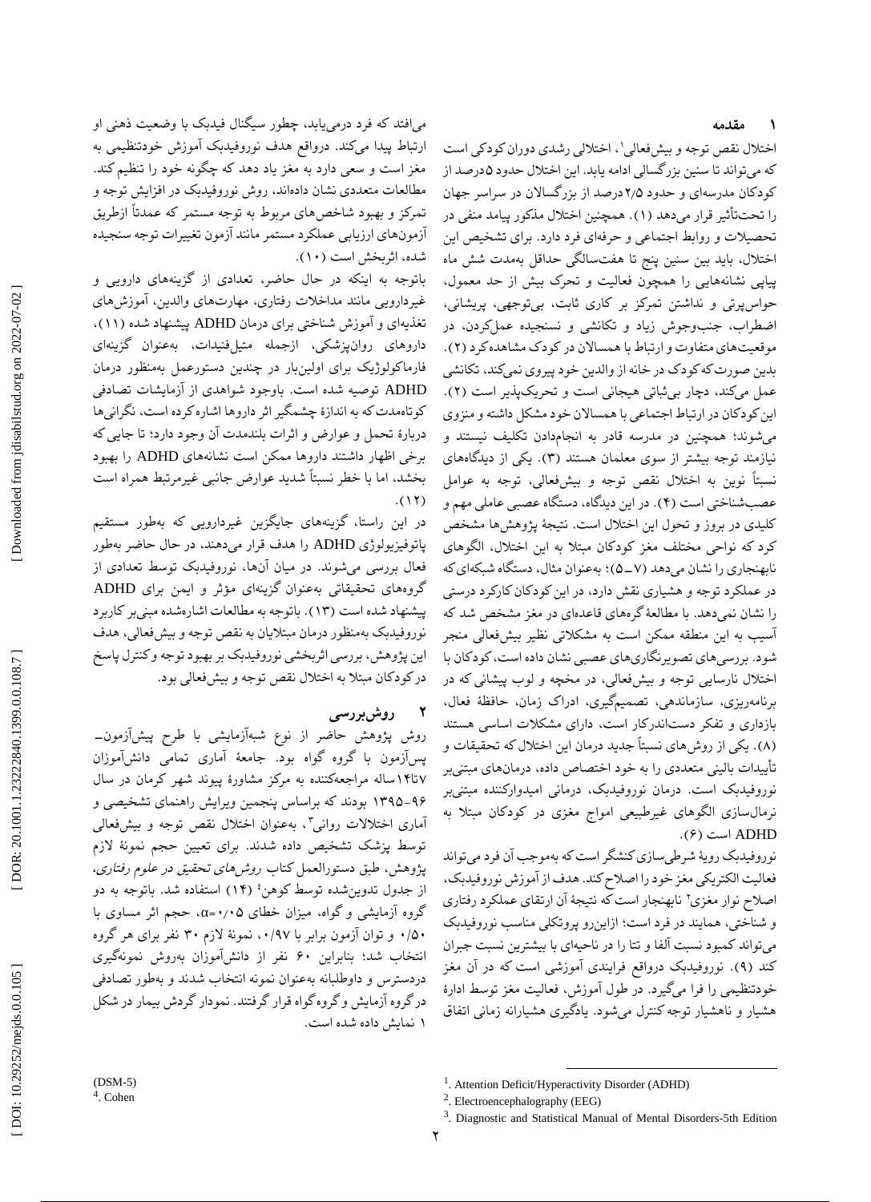## ۱ مقدمه

اختلال نقص توجه و بیش‌فعالی[1]، اختلالی رشدی دوران کودکی است که می‌تواند تا سنین بزرگسالی ادامه یابد. این اختلال حدود ۵درصد از کودکان مدرسه‌ای و حدود ۲/۵ درصد از بزرگسالان در سراسر جهان را تحت‌تأثیر قرار می‌دهد (۱). همچنین اختلال مذکور پیامد منفی در تحصیلات و روابط اجتماعی و حرفه‌ای فرد دارد. برای تشخیص این اختلال، باید بین سنین پنج تا هفت‌سالگی حداقل به‌مدت شش ماه پیاپی نشانه‌هایی را همچون فعالیت و تحرک بیش از حد معمول، حواس‌پرتی و نداشتن تمرکز بر کاری ثابت، بی‌توجهی، پریشانی، اضطراب، جنب‌وجوش زیاد و تکانشی و نسنجیده عمل‌کردن، در موقعیت‌های متفاوت و ارتباط با همسالان در کودک مشاهده کرد (۲). بدین صورت که کودک در خانه از والدین خود پیروی نمی‌کند، تکانشی عمل می‌کند، دچار بی‌ثباتی هیجانی است و تحریک‌پذیر است (۲). این کودکان در ارتباط اجتماعی با همسالان خود مشکل داشته و منزوی می‌شوند؛ همچنین در مدرسه قادر به انجام‌دادن تکلیف نیستند و نیازمند توجه بیشتر از سوی معلمان هستند (۳). یکی از دیدگاه‌های نسبتاً نوین به اختلال نقص توجه و بیش‌فعالی، توجه به عوامل عصب‌شناختی است (۴). در این دیدگاه، دستگاه عصبی عاملی مهم و کلیدی در بروز و تحول این اختلال است. نتیجهٔ پژوهش‌ها مشخص کرد که نواحی مختلف مغز کودکان مبتلا به این اختلال، الگوهای نابهنجاری را نشان می‌دهد (۷ـ۵)؛ به‌عنوان مثال، دستگاه شبکه‌ای که در عملکرد توجه و هشیاری نقش دارد، در این کودکان کارکرد درستی را نشان نمی‌دهد. با مطالعهٔ گره‌های قاعده‌ای در مغز مشخص شد که آسیب به این منطقه ممکن است به مشکلاتی نظیر بیش‌فعالی منجر شود. بررسی‌های تصویرنگاری‌های عصبی نشان داده است، کودکان با اختلال نارسایی توجه و بیش‌فعالی، در مخچه و لوب پیشانی که در برنامه‌ریزی، سازماندهی، تصمیم‌گیری، ادراک زمان، حافظهٔ فعال، بازداری و تفکر دست‌اندرکار است، دارای مشکلات اساسی هستند (۸). یکی از روش‌های نسبتاً جدید درمان این اختلال که تحقیقات و تأییدات بالینی متعددی را به خود اختصاص داده، درمان‌های مبتنی‌بر نوروفیدبک است. درمان نوروفیدبک، درمانی امیدوارکننده مبتنی‌بر نرمال‌سازی الگوهای غیرطبیعی امواج مغزی در کودکان مبتلا به ADHD است (۶).

نوروفیدبک رویهٔ شرطی‌سازی کنشگر است که به‌موجب آن فرد می‌تواند فعالیت الکتریکی مغز خود را اصلاح کند. هدف از آموزش نوروفیدبک، اصلاح نوار مغزی[2] نابهنجار است که نتیجهٔ آن ارتقای عملکرد رفتاری و شناختی، همایند در فرد است؛ ازاین‌رو پروتکلی مناسب نوروفیدبک می‌تواند کمبود نسبت آلفا و تتا را در ناحیه‌ای با بیشترین نسبت جبران کند (۹). نوروفیدبک درواقع فرایندی آموزشی است که در آن مغز خودتنظیمی را فرا می‌گیرد. در طول آموزش، فعالیت مغز توسط ادارهٔ هشیار و ناهشیار توجه کنترل می‌شود. یادگیری هشیارانه زمانی اتفاق می‌افتد که فرد درمی‌یابد، چطور سیگنال فیدبک با وضعیت ذهنی او ارتباط پیدا می‌کند. درواقع هدف نوروفیدبک آموزش خودتنظیمی به مغز است و سعی دارد به مغز یاد دهد که چگونه خود را تنظیم کند. مطالعات متعددی نشان داده‌اند، روش نوروفیدبک در افزایش توجه و تمرکز و بهبود شاخص‌های مربوط به توجه مستمر که عمدتاً ازطریق آزمون‌های ارزیابی عملکرد مستمر مانند آزمون تغییرات توجه سنجیده شده، اثربخش است (۱۰).

باتوجه به اینکه در حال حاضر، تعدادی از گزینه‌های دارویی و غیردارویی مانند مداخلات رفتاری، مهارت‌های والدین، آموزش‌های تغذیه‌ای و آموزش شناختی برای درمان ADHD پیشنهاد شده (۱۱)، داروهای روان‌پزشکی، ازجمله متیل‌فنیدات، به‌عنوان گزینه‌ای فارماکولوژیک برای اولین‌بار در چندین دستورعمل به‌منظور درمان ADHD توصیه شده است. باوجود شواهدی از آزمایشات تصادفی کوتاه‌مدت که به اندازهٔ چشمگیر اثر داروها اشاره کرده است، نگرانی‌ها دربارهٔ تحمل و عوارض و اثرات بلندمدت آن وجود دارد؛ تا جایی که برخی اظهار داشتند داروها ممکن است نشانه‌های ADHD را بهبود بخشد، اما با خطر نسبتاً شدید عوارض جانبی غیرمرتبط همراه است (۱۲).

در این راستا، گزینه‌های جایگزین غیردارویی که به‌طور مستقیم پاتوفیزیولوژی ADHD را هدف قرار می‌دهند، در حال حاضر به‌طور فعال بررسی می‌شوند. در میان آن‌ها، نوروفیدبک توسط تعدادی از گروه‌های تحقیقاتی به‌عنوان گزینه‌ای مؤثر و ایمن برای ADHD پیشنهاد شده است (۱۳). باتوجه به مطالعات اشاره‌شده مبنی‌بر کاربرد نوروفیدبک به‌منظور درمان مبتلایان به نقص توجه و بیش‌فعالی، هدف این پژوهش، بررسی اثربخشی نوروفیدبک بر بهبود توجه و کنترل پاسخ در کودکان مبتلا به اختلال نقص توجه و بیش‌فعالی بود.

## ۲ روش‌بررسی

روش پژوهش حاضر از نوع شبه‌آزمایشی با طرح پیش‌آزمون‌ـپس‌آزمون با گروه گواه بود. جامعهٔ آماری تمامی دانش‌آموزان ۷تا۱۴ساله مراجعه‌کننده به مرکز مشاورهٔ پیوند شهر کرمان در سال ۹۶-۱۳۹۵ بودند که براساس پنجمین ویرایش راهنمای تشخیصی و آماری اختلالات روانی[3]، به‌عنوان اختلال نقص توجه و بیش‌فعالی توسط پزشک تشخیص داده شدند. برای تعیین حجم نمونهٔ لازم پژوهش، طبق دستورالعمل کتاب *روش‌های تحقیق در علوم رفتاری*، از جدول تدوین‌شده توسط کوهن[4] (۱۴) استفاده شد. باتوجه به دو گروه آزمایشی و گواه، میزان خطای ۰/۰۵=$\alpha$، حجم اثر مساوی با ۰/۵۰ و توان آزمون برابر با ۰/۹۷، نمونهٔ لازم ۳۰ نفر برای هر گروه انتخاب شد؛ بنابراین ۶۰ نفر از دانش‌آموزان به‌روش نمونه‌گیری دردسترس و داوطلبانه به‌عنوان نمونه انتخاب شدند و به‌طور تصادفی در گروه آزمایش و گروه گواه قرار گرفتند. نمودار گردش بیمار در شکل ۱ نمایش داده شده است.

---

[1]. Attention Deficit/Hyperactivity Disorder (ADHD)

[2]. Electroencephalography (EEG)

[3]. Diagnostic and Statistical Manual of Mental Disorders-5th Edition (DSM-5)

[4]. Cohen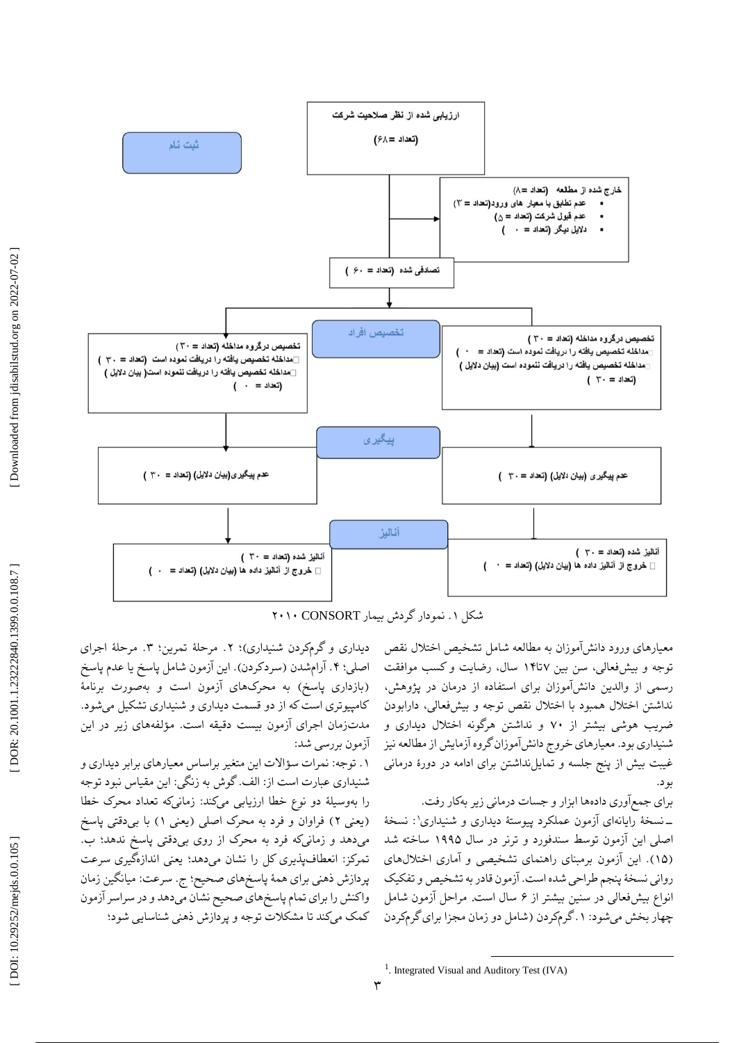ارزیابی شده از نظر صلاحیت شرکت
(تعداد =۶۸)

ثبت نام

خارج شده از مطالعه (تعداد =۸)
- عدم تطابق با معیار های ورود(تعداد = ۳)
- عدم قبول شرکت (تعداد = ۵)
- دلایل دیگر (تعداد = ۰ )

تصادفی شده (تعداد = ۶۰ )

تخصیص افراد

تخصیص درگروه مداخله (تعداد = ۳۰ )
مداخله تخصیص یافته را دریافت نموده است (تعداد = ۰ )
مداخله تخصیص یافته را دریافت ننموده است (بیان دلایل) (تعداد = ۳۰ )

تخصیص درگروه مداخله (تعداد = ۳۰)
مداخله تخصیص یافته را دریافت نموده است (تعداد = ۳۰ )
مداخله تخصیص یافته را دریافت ننموده است( بیان دلایل ) (تعداد = ۰ )

پیگیری

عدم پیگیری (بیان دلایل) (تعداد = ۳۰ )

عدم پیگیری(بیان دلایل) (تعداد = ۳۰ )

آنالیز

آنالیز شده (تعداد = ۳۰ )
خروج از آنالیز داده ها (بیان دلایل) (تعداد = ۰ )

آنالیز شده (تعداد = ۳۰ )
خروج از آنالیز داده ها (بیان دلایل) (تعداد = ۰ )

شکل ۱. نمودار گردش بیمار CONSORT ۲۰۱۰

معیارهای ورود دانش‌آموزان به مطالعه شامل تشخیص اختلال نقص توجه و بیش‌فعالی، سن بین ۷تا۱۴ سال، رضایت و کسب موافقت رسمی از والدین دانش‌آموزان برای استفاده از درمان در پژوهش، نداشتن اختلال همبود با اختلال نقص توجه و بیش‌فعالی، دارابودن ضریب هوشی بیشتر از ۷۰ و نداشتن هرگونه اختلال دیداری و شنیداری بود. معیارهای خروج دانش‌آموزان گروه آزمایش از مطالعه نیز غیبت بیش از پنج جلسه و تمایل‌نداشتن برای ادامه در دورهٔ درمانی بود.

برای جمع‌آوری داده‌ها ابزار و جسات درمانی زیر بکار رفت.

ـ نسخهٔ رایانه‌ای آزمون عملکرد پیوستهٔ دیداری و شنیداری[1]: نسخهٔ اصلی این آزمون توسط سندفورد و ترنر در سال ۱۹۹۵ ساخته شد (۱۵). این آزمون برمبنای راهنمای تشخیصی و آماری اختلال‌های روانی نسخهٔ پنجم طراحی شده است. آزمون قادر به تشخیص و تفکیک انواع بیش‌فعالی در سنین بیشتر از ۶ سال است. مراحل آزمون شامل چهار بخش می‌شود: ۱. گرم‌کردن (شامل دو زمان مجزا برای گرم‌کردن دیداری و گرم‌کردن شنیداری)؛ ۲. مرحلهٔ تمرین؛ ۳. مرحلهٔ اجرای اصلی؛ ۴. آرام‌شدن (سردکردن). این آزمون شامل پاسخ یا عدم پاسخ (بازداری پاسخ) به محرک‌های آزمون است و به‌صورت برنامهٔ کامپیوتری است که از دو قسمت دیداری و شنیداری تشکیل می‌شود. مدت‌زمان اجرای آزمون بیست دقیقه است. مؤلفه‌های زیر در این آزمون بررسی شد:

۱. توجه: نمرات سؤالات این متغیر براساس معیارهای برابر دیداری و شنیداری عبارت است از: الف. گوش به زنگی: این مقیاس نبود توجه را به‌وسیلهٔ دو نوع خطا ارزیابی می‌کند: زمانی‌که تعداد محرک خطا (یعنی ۲) فراوان و فرد به محرک اصلی (یعنی ۱) با بی‌دقتی پاسخ می‌دهد و زمانی‌که فرد به محرک از روی بی‌دقتی پاسخ ندهد؛ ب. تمرکز: انعطاف‌پذیری کل را نشان می‌دهد؛ یعنی اندازه‌گیری سرعت پردازش ذهنی برای همهٔ پاسخ‌های صحیح؛ ج. سرعت: میانگین زمان واکنش را برای تمام پاسخ‌های صحیح نشان می‌دهد و در سراسر آزمون کمک می‌کند تا مشکلات توجه و پردازش ذهنی شناسایی شود؛

[1]. Integrated Visual and Auditory Test (IVA)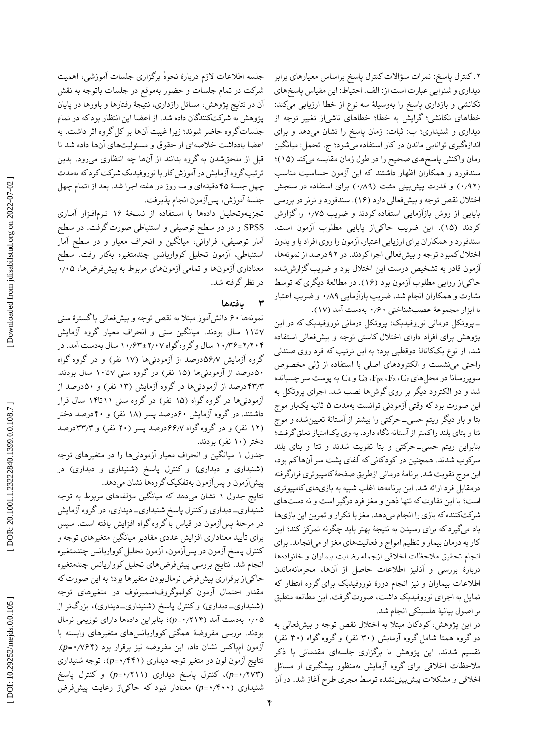۲. کنترل پاسخ: نمرات سؤالات کنترل پاسخ براساس معیارهای برابر دیداری و شنوایی عبارت است از: الف. احتیاط: این مقیاس پاسخ‌های تکانشی و بازداری پاسخ را به‌وسیلهٔ سه نوع از خطا ارزیابی می‌کند: خطاهای تکانشی؛ گرایش به خطا؛ خطاهای ناشی‌از تغییر توجه از دیداری و شنیداری؛ ب: ثبات: زمان پاسخ را نشان می‌دهد و برای اندازه‌گیری توانایی ماندن در کار استفاده می‌شود؛ ج. تحمل: میانگین زمان واکنش پاسخ‌های صحیح را در طول زمان مقایسه می‌کند (۱۵)؛ سندفورد و همکاران اظهار داشتند که این آزمون حساسیت مناسب (۰/۹۲) و قدرت پیش‌بینی مثبت (۰/۸۹) برای استفاده در سنجش اختلال نقص توجه و بیش‌فعالی دارد (۱۶). سندفورد و ترنر در بررسی پایایی از روش بازآزمایی استفاده کردند و ضریب ۰/۷۵ را گزارش کردند (۱۵). این ضریب حاکی‌از پایایی مطلوب آزمون است. سندفورد و همکاران برای ارزیابی اعتبار، آزمون را روی افراد با و بدون اختلال کمبود توجه و بیش‌فعالی اجرا کردند. در ۹۲درصد از نمونه‌ها، آزمون قادر به تشخیص درست این اختلال بود و ضریب گزارش‌شده حاکی‌از روایی مطلوب آزمون بود (۱۶). در مطالعهٔ دیگری که توسط بشارت و همکاران انجام شد، ضریب بازآزمایی ۰/۸۹ و ضریب اعتبار با ابزار مجموعهٔ عصب‌شناختی ۰/۶۰ به‌دست آمد (۱۷).

ـ پروتکل درمانی نوروفیدبک: پروتکل درمانی نوروفیدبک که در این پژوهش برای افراد دارای اختلال کاستی توجه و بیش‌فعالی استفاده شد، از نوع یک‌کانالهٔ دوقطبی بود؛ به این ترتیب که فرد روی صندلی راحتی می‌نشست و الکترودهای اصلی با استفاده از ژلی مخصوص سوپررسانا در محل‌های $C_z$، $F_z$، $F_{pz}$، $C_3$ و $C_4$ به پوست سر چسبانده شد و دو الکترود دیگر بر روی گوش‌ها نصب شد. اجرای پروتکل به این صورت بود که وقتی آزمودنی توانست به‌مدت ۵ ثانیه یک‌بار موج بتا و بار دیگر ریتم حسی‌ـ‌حرکتی را بیشتر از آستانهٔ تعیین‌شده و موج تتا و بتای بلند را کمتر از آستانه نگاه دارد، به وی یک‌امتیاز تعلق گرفت؛ بنابراین ریتم حسی‌ـ‌حرکتی و بتا تقویت شدند و تتا و بتای بلند سرکوب شدند. همچنین در کودکانی که آلفای پشت سر آن‌ها کم بود، این موج تقویت شد. برنامهٔ درمانی ازطریق صفحهٔ کامپیوتری قرارگرفته درمقابل فرد ارائه شد. این برنامه‌ها اغلب شبیه به بازی‌های کامپیوتری است؛ با این تفاوت که تنها ذهن و مغز فرد درگیر است و نه دست‌های شرکت‌کننده که بازی را انجام می‌دهد. مغز با تکرار و تمرین این بازی‌ها یاد می‌گیرد که برای رسیدن به نتیجهٔ بهتر باید چگونه تمرکز کند؛ این کار به درمان بیمار و تنظیم امواج و فعالیت‌های مغز او می‌انجامد. برای انجام تحقیق ملاحظات اخلاقی ازجمله رضایت بیماران و خانواده‌ها دربارهٔ بررسی و آنالیز اطلاعات حاصل از آن‌ها، محرمانه‌ماندن اطلاعات بیماران و نیز انجام دورهٔ نوروفیدبک برای گروه انتظار که تمایل به اجرای نوروفیدبک داشت، صورت گرفت. این مطالعه منطبق بر اصول بیانیهٔ هلسینکی انجام شد.

در این پژوهش، کودکان مبتلا به اختلال نقص توجه و بیش‌فعالی به دو گروه همتا شامل گروه آزمایش (۳۰ نفر) و گروه گواه (۳۰ نفر) تقسیم شدند. این پژوهش با برگزاری جلسه‌ای مقدماتی با ذکر ملاحظات اخلاقی برای گروه آزمایش به‌منظور پیشگیری از مسائل اخلاقی و مشکلات پیش‌بینی‌نشده توسط مجری طرح آغاز شد. در آن جلسه اطلاعات لازم دربارهٔ نحوهٔ برگزاری جلسات آموزشی، اهمیت شرکت در تمام جلسات و حضور به‌موقع در جلسات باتوجه به نقش آن در نتایج پژوهش، مسائل رازداری، نتیجهٔ رفتارها و باورها در پایان پژوهش به شرکت‌کنندگان داده شد. از اعضا این انتظار بود که در تمام جلسات گروه حاضر شوند؛ زیرا غیبت آن‌ها بر کل گروه اثر داشت. به اعضا یادداشت خلاصه‌ای از حقوق و مسئولیت‌های آن‌ها داده شد تا قبل از ملحق‌شدن به گروه بدانند از آن‌ها چه انتظاری می‌رود. بدین ترتیب گروه آزمایش در آموزش کار با نوروفیدبک شرکت کرد که به‌مدت چهل جلسهٔ ۴۵دقیقه‌ای و سه روز در هفته اجرا شد. بعد از اتمام چهل جلسهٔ آموزش، پس‌آزمون انجام پذیرفت.

تجزیه‌وتحلیل داده‌ها با استفاده از نسخهٔ ۱۶ نرم‌افزار آماری SPSS و در دو سطح توصیفی و استنباطی صورت گرفت. در سطح آمار توصیفی، فراوانی، میانگین و انحراف معیار و در سطح آمار استنباطی، آزمون تحلیل کوواریانس چندمتغیره به‌کار رفت. سطح معناداری آزمون‌ها و تمامی آزمون‌های مربوط به پیش‌فرض‌ها، ۰/۰۵ در نظر گرفته شد.

## ۳ یافته‌ها

نمونه‌ها ۶۰ دانش‌آموز مبتلا به نقص توجه و بیش‌فعالی با گسترهٔ سنی ۷تا۱۱ سال بودند. میانگین سنی و انحراف معیار گروه آزمایش ۱۰/۳۶±۲/۲۰۴ سال و گروه گواه ۱۰/۶۳±۲/۰۷ سال به‌دست آمد. در گروه آزمایش ۵۶/۷درصد از آزمودنی‌ها (۱۷ نفر) و در گروه گواه ۵۰درصد از آزمودنی‌ها (۱۵ نفر) در گروه سنی ۷تا۱۰ سال بودند. ۴۳/۳درصد از آزمودنی‌ها در گروه آزمایش (۱۳ نفر) و ۵۰درصد از آزمودنی‌ها در گروه گواه (۱۵ نفر) در گروه سنی ۱۱تا۱۴ سال قرار داشتند. در گروه آزمایش ۶۰درصد پسر (۱۸ نفر) و ۴۰درصد دختر (۱۲ نفر) و در گروه گواه ۶۶/۷درصد پسر (۲۰ نفر) و ۳۳/۳درصد دختر (۱۰ نفر) بودند.

جدول ۱ میانگین و انحراف معیار آزمودنی‌ها را در متغیرهای توجه (شنیداری و دیداری) و کنترل پاسخ (شنیداری و دیداری) در پیش‌آزمون و پس‌آزمون به‌تفکیک گروه‌ها نشان می‌دهد.

نتایج جدول ۱ نشان می‌دهد که میانگین مؤلفه‌های مربوط به توجه شنیداری‌ـ‌دیداری و کنترل پاسخ شنیداری‌ـ‌دیداری، در گروه آزمایش در مرحلهٔ پس‌آزمون در قیاس با گروه گواه افزایش یافته است. سپس برای تأیید معناداری افزایش عددی مقادیر میانگین متغیرهای توجه و کنترل پاسخ آزمون در پس‌آزمون، آزمون تحلیل کوواریانس چندمتغیره انجام شد. نتایج بررسی پیش‌فرض‌های تحلیل کوواریانس چندمتغیره حاکی‌از برقراری پیش‌فرض نرمال‌بودن متغیرها بود؛ به این صورت که مقدار احتمال آزمون کولموگروف‌اسمیرنوف در متغیرهای توجه (شنیداری‌ـ‌دیداری) و کنترل پاسخ (شنیداری‌ـ‌دیداری)، بزرگ‌تر از ۰/۰۵ به‌دست آمد ($p=۰/۲۱۴$)؛ بنابراین داده‌ها دارای توزیعی نرمال بودند. بررسی مفروضهٔ همگنی کوواریانس‌های متغیرهای وابسته با آزمون ام‌باکس نشان داد، این مفروضه نیز برقرار بود ($p=۰/۷۶۴$). نتایج آزمون لون در متغیر توجه دیداری ($p=۰/۴۴۱$)، توجه شنیداری ($p=۰/۲۷۳$)، کنترل پاسخ دیداری ($p=۰/۲۱۱$) و کنترل پاسخ شنیداری ($p=۰/۴۰۰$) معنادار نبود که حاکی‌از رعایت پیش‌فرض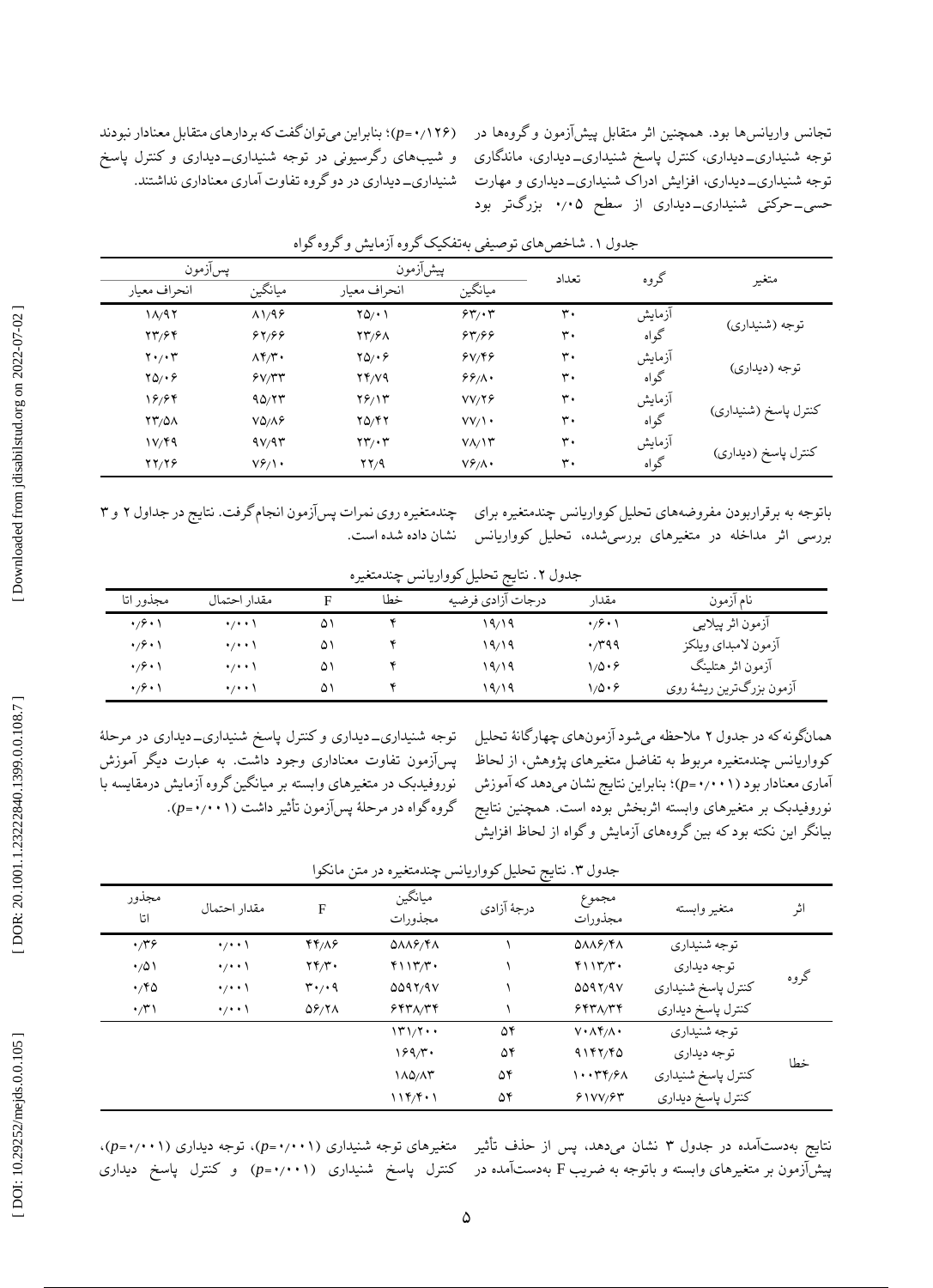تجانس واریانس‌ها بود. همچنین اثر متقابل پیش‌آزمون و گروه‌ها در توجه شنیداری‌ـ دیداری، کنترل پاسخ شنیداری‌ـ دیداری، ماندگاری توجه شنیداری‌ـ دیداری، افزایش ادراک شنیداری‌ـ دیداری و مهارت حسی‌ـ حرکتی شنیداری‌ـ دیداری از سطح ۰/۰۵ بزرگ‌تر بود ($p$=۰/۱۲۶)؛ بنابراین می‌توان گفت که بردارهای متقابل معنادار نبودند و شیب‌های رگرسیونی در توجه شنیداری‌ـ دیداری و کنترل پاسخ شنیداری‌ـ دیداری در دو گروه تفاوت آماری معناداری نداشتند.

جدول ۱. شاخص‌های توصیفی به‌تفکیک گروه آزمایش و گروه گواه

| متغیر | گروه | تعداد | پیش‌آزمون | | پس‌آزمون | |
|---|---|---|---|---|---|---|
| | | | میانگین | انحراف معیار | میانگین | انحراف معیار |
| توجه (شنیداری) | آزمایش | ۳۰ | ۶۳/۰۳ | ۲۵/۰۱ | ۸۱/۹۶ | ۱۸/۹۲ |
| | گواه | ۳۰ | ۶۳/۶۶ | ۲۳/۶۸ | ۶۲/۶۶ | ۲۳/۶۴ |
| توجه (دیداری) | آزمایش | ۳۰ | ۶۷/۴۶ | ۲۵/۰۶ | ۸۴/۳۰ | ۲۰/۰۳ |
| | گواه | ۳۰ | ۶۶/۸۰ | ۲۴/۷۹ | ۶۷/۳۳ | ۲۵/۰۶ |
| کنترل پاسخ (شنیداری) | آزمایش | ۳۰ | ۷۷/۲۶ | ۲۶/۱۳ | ۹۵/۲۳ | ۱۶/۶۴ |
| | گواه | ۳۰ | ۷۷/۱۰ | ۲۵/۴۲ | ۷۵/۸۶ | ۲۳/۵۸ |
| کنترل پاسخ (دیداری) | آزمایش | ۳۰ | ۷۸/۱۳ | ۲۳/۰۳ | ۹۷/۹۳ | ۱۷/۴۹ |
| | گواه | ۳۰ | ۷۶/۸۰ | ۲۲/۹ | ۷۶/۱۰ | ۲۲/۲۶ |

باتوجه به برقراربودن مفروضه‌های تحلیل کوواریانس چندمتغیره برای بررسی اثر مداخله در متغیرهای بررسی‌شده، تحلیل کوواریانس چندمتغیره روی نمرات پس‌آزمون انجام گرفت. نتایج در جداول ۲ و ۳ نشان داده شده است.

جدول ۲. نتایج تحلیل کوواریانس چندمتغیره

| نام آزمون | مقدار | درجات آزادی فرضیه | خطا | F | مقدار احتمال | مجذور اتا |
|---|---|---|---|---|---|---|
| آزمون اثر پیلایی | ۰/۶۰۱ | ۱۹/۱۹ | ۴ | ۵۱ | ۰/۰۰۱ | ۰/۶۰۱ |
| آزمون لامبدای ویلکز | ۰/۳۹۹ | ۱۹/۱۹ | ۴ | ۵۱ | ۰/۰۰۱ | ۰/۶۰۱ |
| آزمون اثر هتلینگ | ۱/۵۰۶ | ۱۹/۱۹ | ۴ | ۵۱ | ۰/۰۰۱ | ۰/۶۰۱ |
| آزمون بزرگ‌ترین ریشهٔ روی | ۱/۵۰۶ | ۱۹/۱۹ | ۴ | ۵۱ | ۰/۰۰۱ | ۰/۶۰۱ |

همان‌گونه که در جدول ۲ ملاحظه می‌شود آزمون‌های چهارگانهٔ تحلیل کوواریانس چندمتغیره مربوط به تفاضل متغیرهای پژوهش، از لحاظ آماری معنادار بود ($p$=۰/۰۰۱)؛ بنابراین نتایج نشان می‌دهد که آموزش نوروفیدبک بر متغیرهای وابسته اثربخش بوده است. همچنین نتایج بیانگر این نکته بود که بین گروه‌های آزمایش و گواه از لحاظ افزایش توجه شنیداری‌ـ دیداری و کنترل پاسخ شنیداری‌ـ دیداری در مرحلهٔ پس‌آزمون تفاوت معناداری وجود داشت. به عبارت دیگر آموزش نوروفیدبک در متغیرهای وابسته بر میانگین گروه آزمایش درمقایسه با گروه گواه در مرحلهٔ پس‌آزمون تأثیر داشت ($p$=۰/۰۰۱).

جدول ۳. نتایج تحلیل کوواریانس چندمتغیره در متن مانکوا

| اثر | متغیر وابسته | مجموع مجذورات | درجهٔ آزادی | میانگین مجذورات | F | مقدار احتمال | مجذور اتا |
|---|---|---|---|---|---|---|---|
| گروه | توجه شنیداری | ۵۸۸۶/۴۸ | ۱ | ۵۸۸۶/۴۸ | ۴۴/۸۶ | ۰/۰۰۱ | ۰/۳۶ |
| | توجه دیداری | ۴۱۱۳/۳۰ | ۱ | ۴۱۱۳/۳۰ | ۲۴/۳۰ | ۰/۰۰۱ | ۰/۵۱ |
| | کنترل پاسخ شنیداری | ۵۵۹۲/۹۷ | ۱ | ۵۵۹۲/۹۷ | ۳۰/۰۹ | ۰/۰۰۱ | ۰/۴۵ |
| | کنترل پاسخ دیداری | ۶۴۳۸/۳۴ | ۱ | ۶۴۳۸/۳۴ | ۵۶/۲۸ | ۰/۰۰۱ | ۰/۳۱ |
| خطا | توجه شنیداری | ۷۰۸۴/۸۰ | ۵۴ | ۱۳۱/۲۰۰ | | | |
| | توجه دیداری | ۹۱۴۲/۴۵ | ۵۴ | ۱۶۹/۳۰ | | | |
| | کنترل پاسخ شنیداری | ۱۰۰۳۴/۶۸ | ۵۴ | ۱۸۵/۸۳ | | | |
| | کنترل پاسخ دیداری | ۶۱۷۷/۶۳ | ۵۴ | ۱۱۴/۴۰۱ | | | |

نتایج به‌دست‌آمده در جدول ۳ نشان می‌دهد، پس از حذف تأثیر پیش‌آزمون بر متغیرهای وابسته و باتوجه به ضریب F به‌دست‌آمده در متغیرهای توجه شنیداری ($p$=۰/۰۰۱)، توجه دیداری ($p$=۰/۰۰۱)، کنترل پاسخ شنیداری ($p$=۰/۰۰۱) و کنترل پاسخ دیداری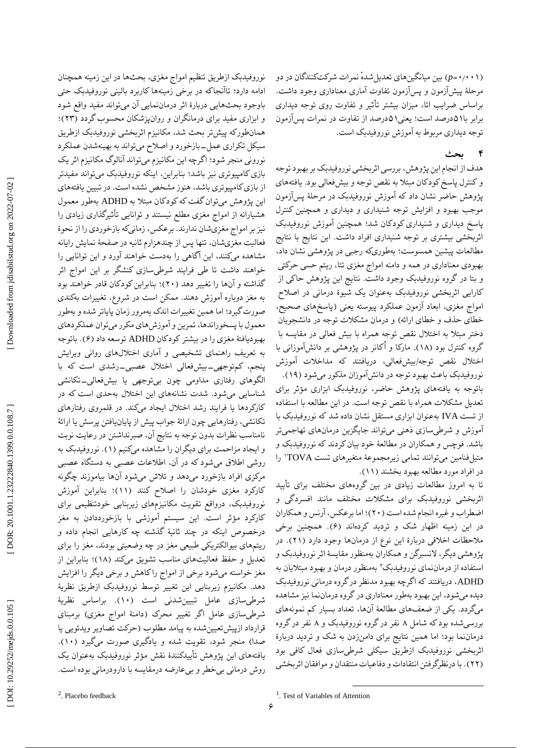($p=0.001$) بین میانگین‌های تعدیل‌شدهٔ نمرات شرکت‌کنندگان در دو مرحلهٔ پیش‌آزمون و پس‌آزمون تفاوت آماری معناداری وجود داشت. براساس ضرایب اتا، میزان بیشتر تأثیر و تفاوت روی توجه دیداری برابر با۵۱درصد است؛ یعنی۵۱درصد از تفاوت در نمرات پس‌آزمون توجه دیداری مربوط به آموزش نوروفیدبک است.

## ۴ بحث

هدف از انجام این پژوهش، بررسی اثربخشی نوروفیدبک بر بهبود توجه و کنترل پاسخ کودکان مبتلا به نقص توجه و بیش‌فعالی بود. یافته‌های پژوهش حاضر نشان داد که آموزش نوروفیدبک در مرحلهٔ پس‌آزمون موجب بهبود و افزایش توجه شنیداری و دیداری و همچنین کنترل پاسخ دیداری و شنیداری کودکان شد؛ همچنین آموزش نوروفیدبک اثربخشی بیشتری بر توجه شنیداری افراد داشت. این نتایج با نتایج مطالعات پیشین همسوست؛ به‌طوری‌که رجبی در پژوهشی نشان داد، بهبودی معناداری در همه و دامنه امواج مغزی تتا، ریتم حسی حرکتی و بتا در گروه نوروفیدبک وجود داشت. نتایج این پژوهش حاکی از کارایی اثربخشی نوروفیدبک به‌عنوان یک شیوهٔ درمانی در اصلاح امواج مغزی، ابعاد آزمون عملکرد پیوسته یعنی (پاسخ‌های صحیح، خطای حذف و خطای ارائه) و درمان مشکلات توجه در دانشجویان دختر مبتلا به اختلال نقص توجه همراه با بیش فعالی در مقایسه با گروه کنترل بود (۱۸). مارکا و اُکانر در پژوهشی بر دانش‌آموزانی با اختلال نقص توجه/بیش‌فعالی، دریافتند که مداخلات آموزش نوروفیدبک باعث بهبود توجه در دانش‌آموزان مذکور می‌شود (۱۹).

باتوجه به یافته‌های پژوهش حاضر، نوروفیدبک ابزاری مؤثر برای تعدیل مشکلات همراه با نقص توجه است. در این مطالعه با استفاده از تست IVA به‌عنوان ابزاری مستقل نشان داده شد که نوروفیدبک آموزش و شرطی‌سازی ذهنی می‌تواند جایگزین درمان‌های تهاجمی‌تر باشد. فوچس و همکاران در مطالعهٔ خود بیان کردند که نوروفیدبک و متیل‌فنامین می‌توانند تمامی زیرمجموعهٔ متغیرهای تست TOVA[1] را در افراد مورد مطالعه بهبود بخشند (۱۱).

تا به امروز مطالعات زیادی در بین گروه‌های مختلف برای تأیید اثربخشی نوروفیدبک برای مشکلات مختلف مانند افسردگی و اضطراب و غیره انجام شده است (۲۰)؛ اما برعکس، آرنس و همکاران در این زمینه اظهار شک و تردید کرده‌اند (۶). همچنین برخی ملاحظات اخلاقی دربارهٔ این نوع از درمان‌ها وجود دارد (۲۱). در پژوهشی دیگر، لانسبرگن و همکاران به‌منظور مقایسهٔ اثر نوروفیدبک و استفاده از درمان‌نمای نوروفیدبک[2] به‌منظور درمان و بهبود مبتلایان به ADHD، دریافتند که اگرچه بهبود مدنظر در گروه درمانی نوروفیدبک دیده می‌شود، این بهبود به‌طور معناداری در گروه درمان‌نما نیز مشاهده می‌گردد. یکی از ضعف‌های مطالعهٔ آن‌ها، تعداد بسیار کم نمونه‌های بررسی‌شده بود که شامل ۸ نفر در گروه نوروفیدبک و ۸ نفر در گروه درمان‌نما بود؛ اما همین نتایج برای دامن‌زدن به شک و تردید دربارهٔ اثربخشی نوروفیدبک ازطریق سیکلی شرطی‌سازی فعال کافی بود (۲۲). با درنظرگرفتن انتقادات و دفاعیات منتقدان و موافقان اثربخشی نوروفیدبک ازطریق تنظیم امواج مغزی، بحث‌ها در این زمینه همچنان ادامه دارد؛ تاآنجاکه در برخی زمینه‌ها کاربرد بالینی نوروفیدبک حتی باوجود بحث‌هایی دربارهٔ اثر درمان‌نمایی آن می‌تواند مفید واقع شود و ابزاری مفید برای درمانگران و روان‌پزشکان محسوب گردد (۲۳)؛ همان‌طورکه پیش‌تر بحث شد، مکانیزم اثربخشی نوروفیدبک ازطریق سیکل تکراری عمل‌ـ‌بازخورد و اصلاح می‌تواند به بهینه‌شدن عملکرد نورونی منجر شود؛ اگرچه این مکانیزم می‌تواند آنالوگ مکانیزم اثر یک بازی کامپیوتری نیز باشد؛ بنابراین، اینکه نوروفیدبک می‌تواند مفیدتر از بازی‌کامپیوتری باشد، هنوز مشخص نشده است. در تبیین یافته‌های این پژوهش می‌توان گفت که کودکان مبتلا به ADHD به‌طور معمول هشیارانه از امواج مغزی مطلع نیستند و توانایی تأثیرگذاری زیادی را نیز بر امواج مغزی‌شان ندارند. برعکس، زمانی‌که بازخوردی را از نحوهٔ فعالیت مغزی‌شان، تنها پس از چندهزارم ثانیه در صفحهٔ نمایش رایانه مشاهده می‌کنند، این آگاهی را به‌دست خواهند آورد و این توانایی را خواهند داشت تا طی فرایند شرطی‌سازی کنشگر بر این امواج اثر گذاشته و آن‌ها را تغییر دهد (۲۰)؛ بنابراین کودکان قادر خواهند بود به مغز دوباره آموزش دهند. ممکن است در شروع، تغییرات به‌کندی صورت‌گیرد؛ اما همین تغییرات اندک به‌مرور زمان پایاتر شده و به‌طور معمول با پسخوراندها، تمرین و آموزش‌های مکرر می‌توان عملکردهای بهبودیافتهٔ مغزی را در بیشتر کودکان ADHD توسعه داد (۶). باتوجه به تعریف راهنمای تشخیصی و آماری اختلال‌های روانی ویرایش پنجم، کم‌توجهی‌ـ‌بیش‌فعالی اختلال عصبی‌ـ‌رشدی است که با الگوهای رفتاری مداومی چون بی‌توجهی یا بیش‌فعالی‌ـ‌تکانشی شناسایی می‌شود. شدت نشانه‌های این اختلال به‌حدی است که در کارکردها یا فرایند رشد اختلال ایجاد می‌کند. در قلمروی رفتارهای تکانشی، رفتارهایی چون ارائهٔ جواب پیش از پایان‌یافتن پرسش یا ارائهٔ نامناسب نظرات بدون توجه به نتایج آن، صبرنداشتن در رعایت نوبت و ایجاد مزاحمت برای دیگران را مشاهده می‌کنیم (۱). نوروفیدبک به روشی اطلاق می‌شود که در آن، اطلاعات عصبی به دستگاه عصبی مرکزی افراد بازخورد می‌دهد و تلاش می‌شود آن‌ها بیاموزند چگونه کارکرد مغزی خودشان را اصلاح کنند (۱۱)؛ بنابراین آموزش نوروفیدبک، درواقع تقویت مکانیزم‌های زیربنایی خودتنظیمی برای کارکرد مؤثر است. این سیستم آموزشی با بازخورددادن به مغز درخصوص اینکه در چند ثانیهٔ گذشته چه کارهایی انجام داده و ریتم‌های بیوالکتریکی طبیعی مغز در چه وضعیتی بودند، مغز را برای تعدیل و حفظ فعالیت‌های مناسب تشویق می‌کند (۱۸)؛ بنابراین از مغز خواسته می‌شود برخی از امواج را کاهش و برخی دیگر را افزایش دهد. مکانیزم زیربنایی این تغییر توسط نوروفیدبک ازطریق نظریهٔ شرطی‌سازی عامل تبیین‌شدنی است (۱۰). براساس نظریهٔ شرطی‌سازی عامل اگر تغییر محرک (دامنهٔ امواج مغزی) برمبنای قرارداد ازپیش‌تعیین‌شده به پیامد مطلوب (حرکت تصاویر ویدئویی یا صدا) منجر شود، تقویت شده و یادگیری صورت می‌گیرد (۱۰). یافته‌های این پژوهش تأییدکنندهٔ نقش مؤثر نوروفیدبک به‌عنوان یک روش درمانی بی‌خطر و بی‌عارضه درمقایسه با دارودرمانی بوده است.

---

[1]. Test of Variables of Attention

[2]. Placebo feedback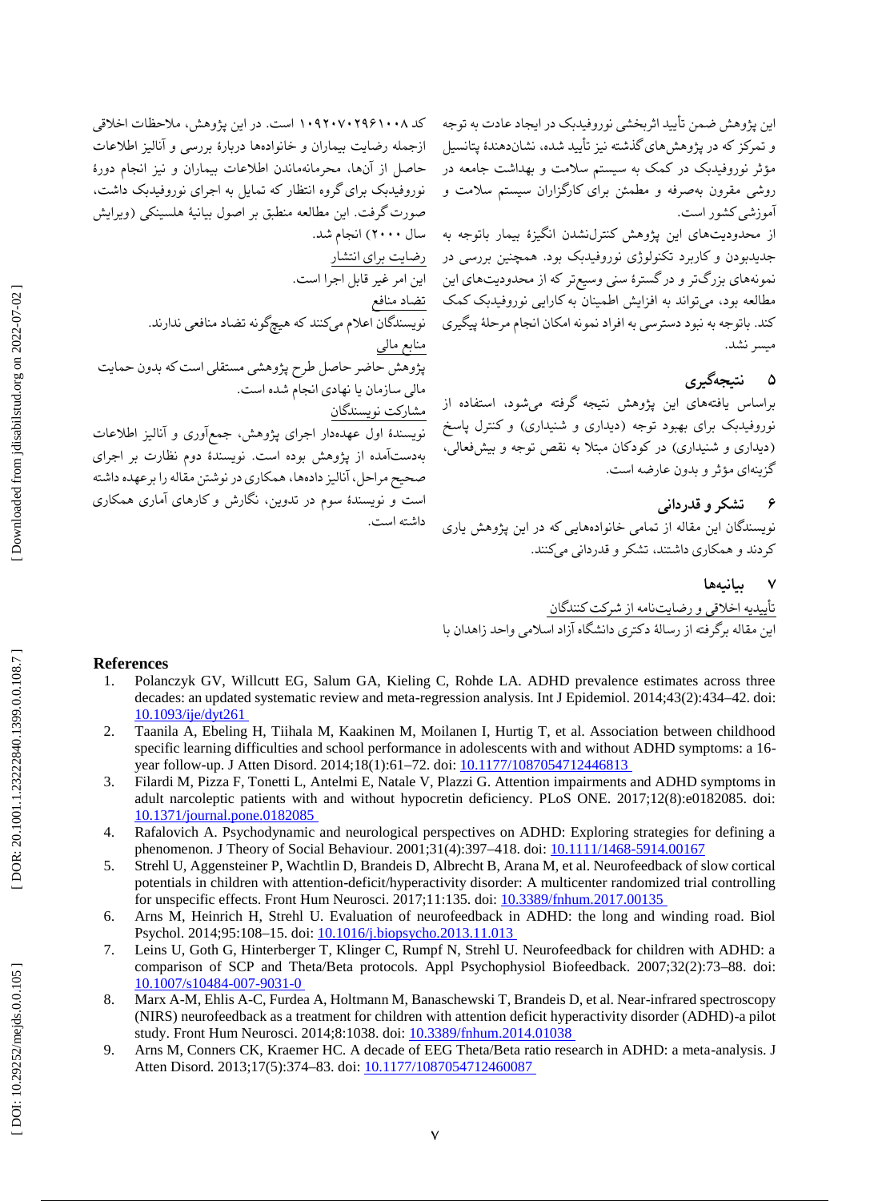این پژوهش ضمن تأیید اثربخشی نوروفیدبک در ایجاد عادت به توجه و تمرکز که در پژوهش‌های گذشته نیز تأیید شده، نشان‌دهندهٔ پتانسیل مؤثر نوروفیدبک در کمک به سیستم سلامت و بهداشت جامعه در روشی مقرون به‌صرفه و مطمئن برای کارگزاران سیستم سلامت و آموزشی کشور است.

از محدودیت‌های این پژوهش کنترل‌نشدن انگیزهٔ بیمار باتوجه به جدیدبودن و کاربرد تکنولوژی نوروفیدبک بود. همچنین بررسی در نمونه‌های بزرگ‌تر و در گسترهٔ سنی وسیع‌تر که از محدودیت‌های این مطالعه بود، می‌تواند به افزایش اطمینان به کارایی نوروفیدبک کمک کند. باتوجه به نبود دسترسی به افراد نمونه امکان انجام مرحلهٔ پیگیری میسر نشد.

## ۵ نتیجه‌گیری

براساس یافته‌های این پژوهش نتیجه گرفته می‌شود، استفاده از نوروفیدبک برای بهبود توجه (دیداری و شنیداری) و کنترل پاسخ (دیداری و شنیداری) در کودکان مبتلا به نقص توجه و بیش‌فعالی، گزینه‌ای مؤثر و بدون عارضه است.

## ۶ تشکر و قدردانی

نویسندگان این مقاله از تمامی خانواده‌هایی که در این پژوهش یاری کردند و همکاری داشتند، تشکر و قدردانی می‌کنند.

## ۷ بیانیه‌ها

تأییدیهٔ اخلاقی و رضایت‌نامه از شرکت‌کنندگان

این مقاله برگرفته از رسالهٔ دکتری دانشگاه آزاد اسلامی واحد زاهدان با کد ۱۰۹۲۰۷۰۲۹۶۱۰۰۸ است. در این پژوهش، ملاحظات اخلاقی ازجمله رضایت بیماران و خانواده‌ها دربارهٔ بررسی و آنالیز اطلاعات حاصل از آن‌ها، محرمانه‌ماندن اطلاعات بیماران و نیز انجام دورهٔ نوروفیدبک برای گروه انتظار که تمایل به اجرای نوروفیدبک داشت، صورت گرفت. این مطالعه منطبق بر اصول بیانیهٔ هلسینکی (ویرایش سال ۲۰۰۰) انجام شد.

رضایت برای انتشار

این امر غیر قابل اجرا است.

تضاد منافع

نویسندگان اعلام می‌کنند که هیچ‌گونه تضاد منافعی ندارند.

منابع مالی

پژوهش حاضر حاصل طرح پژوهشی مستقلی است که بدون حمایت مالی سازمان یا نهادی انجام شده است.

مشارکت نویسندگان

نویسندهٔ اول عهده‌دار اجرای پژوهش، جمع‌آوری و آنالیز اطلاعات به‌دست‌آمده از پژوهش بوده است. نویسندهٔ دوم نظارت بر اجرای صحیح مراحل، آنالیز داده‌ها، همکاری در نوشتن مقاله را برعهده داشته است و نویسندهٔ سوم در تدوین، نگارش و کارهای آماری همکاری داشته است.

## References

1. Polanczyk GV, Willcutt EG, Salum GA, Kieling C, Rohde LA. ADHD prevalence estimates across three decades: an updated systematic review and meta-regression analysis. Int J Epidemiol. 2014;43(2):434–42. doi: 10.1093/ije/dyt261
2. Taanila A, Ebeling H, Tiihala M, Kaakinen M, Moilanen I, Hurtig T, et al. Association between childhood specific learning difficulties and school performance in adolescents with and without ADHD symptoms: a 16-year follow-up. J Atten Disord. 2014;18(1):61–72. doi: 10.1177/1087054712446813
3. Filardi M, Pizza F, Tonetti L, Antelmi E, Natale V, Plazzi G. Attention impairments and ADHD symptoms in adult narcoleptic patients with and without hypocretin deficiency. PLoS ONE. 2017;12(8):e0182085. doi: 10.1371/journal.pone.0182085
4. Rafalovich A. Psychodynamic and neurological perspectives on ADHD: Exploring strategies for defining a phenomenon. J Theory of Social Behaviour. 2001;31(4):397–418. doi: 10.1111/1468-5914.00167
5. Strehl U, Aggensteiner P, Wachtlin D, Brandeis D, Albrecht B, Arana M, et al. Neurofeedback of slow cortical potentials in children with attention-deficit/hyperactivity disorder: A multicenter randomized trial controlling for unspecific effects. Front Hum Neurosci. 2017;11:135. doi: 10.3389/fnhum.2017.00135
6. Arns M, Heinrich H, Strehl U. Evaluation of neurofeedback in ADHD: the long and winding road. Biol Psychol. 2014;95:108–15. doi: 10.1016/j.biopsycho.2013.11.013
7. Leins U, Goth G, Hinterberger T, Klinger C, Rumpf N, Strehl U. Neurofeedback for children with ADHD: a comparison of SCP and Theta/Beta protocols. Appl Psychophysiol Biofeedback. 2007;32(2):73–88. doi: 10.1007/s10484-007-9031-0
8. Marx A-M, Ehlis A-C, Furdea A, Holtmann M, Banaschewski T, Brandeis D, et al. Near-infrared spectroscopy (NIRS) neurofeedback as a treatment for children with attention deficit hyperactivity disorder (ADHD)-a pilot study. Front Hum Neurosci. 2014;8:1038. doi: 10.3389/fnhum.2014.01038
9. Arns M, Conners CK, Kraemer HC. A decade of EEG Theta/Beta ratio research in ADHD: a meta-analysis. J Atten Disord. 2013;17(5):374–83. doi: 10.1177/1087054712460087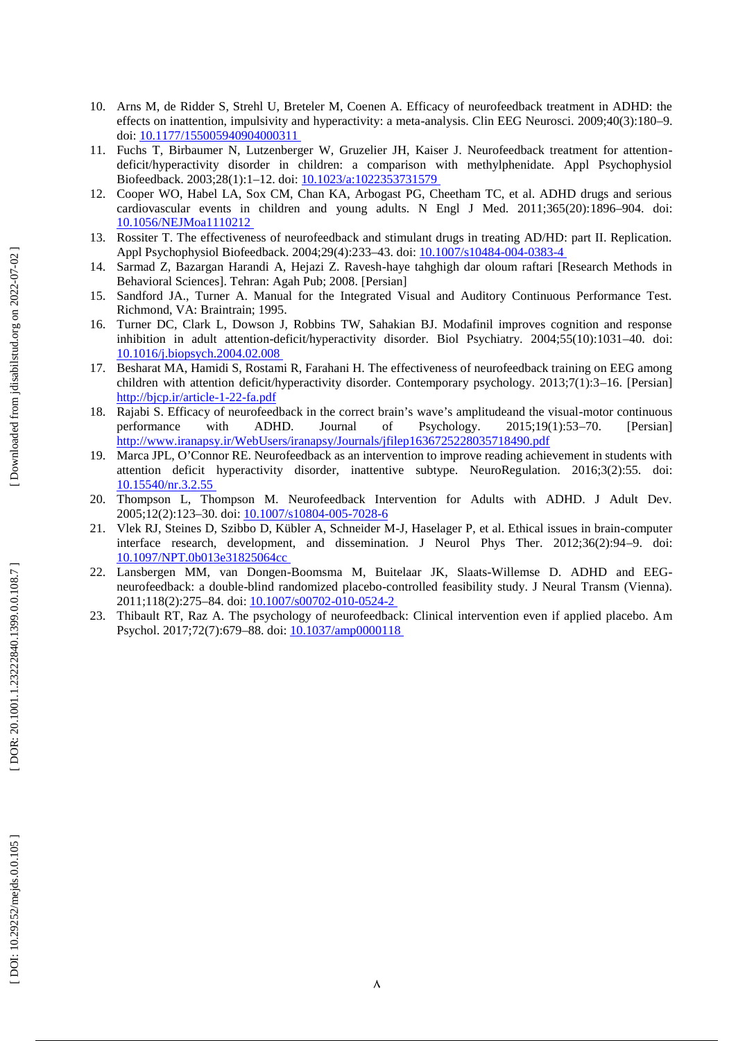10. Arns M, de Ridder S, Strehl U, Breteler M, Coenen A. Efficacy of neurofeedback treatment in ADHD: the effects on inattention, impulsivity and hyperactivity: a meta-analysis. Clin EEG Neurosci. 2009;40(3):180–9. doi: 10.1177/155005940904000311
11. Fuchs T, Birbaumer N, Lutzenberger W, Gruzelier JH, Kaiser J. Neurofeedback treatment for attention-deficit/hyperactivity disorder in children: a comparison with methylphenidate. Appl Psychophysiol Biofeedback. 2003;28(1):1–12. doi: 10.1023/a:1022353731579
12. Cooper WO, Habel LA, Sox CM, Chan KA, Arbogast PG, Cheetham TC, et al. ADHD drugs and serious cardiovascular events in children and young adults. N Engl J Med. 2011;365(20):1896–904. doi: 10.1056/NEJMoa1110212
13. Rossiter T. The effectiveness of neurofeedback and stimulant drugs in treating AD/HD: part II. Replication. Appl Psychophysiol Biofeedback. 2004;29(4):233–43. doi: 10.1007/s10484-004-0383-4
14. Sarmad Z, Bazargan Harandi A, Hejazi Z. Ravesh-haye tahghigh dar oloum raftari [Research Methods in Behavioral Sciences]. Tehran: Agah Pub; 2008. [Persian]
15. Sandford JA., Turner A. Manual for the Integrated Visual and Auditory Continuous Performance Test. Richmond, VA: Braintrain; 1995.
16. Turner DC, Clark L, Dowson J, Robbins TW, Sahakian BJ. Modafinil improves cognition and response inhibition in adult attention-deficit/hyperactivity disorder. Biol Psychiatry. 2004;55(10):1031–40. doi: 10.1016/j.biopsych.2004.02.008
17. Besharat MA, Hamidi S, Rostami R, Farahani H. The effectiveness of neurofeedback training on EEG among children with attention deficit/hyperactivity disorder. Contemporary psychology. 2013;7(1):3–16. [Persian] http://bjcp.ir/article-1-22-fa.pdf
18. Rajabi S. Efficacy of neurofeedback in the correct brain's wave's amplitudeand the visual-motor continuous performance with ADHD. Journal of Psychology. 2015;19(1):53–70. [Persian] http://www.iranapsy.ir/WebUsers/iranapsy/Journals/jfilep1636725228035718490.pdf
19. Marca JPL, O'Connor RE. Neurofeedback as an intervention to improve reading achievement in students with attention deficit hyperactivity disorder, inattentive subtype. NeuroRegulation. 2016;3(2):55. doi: 10.15540/nr.3.2.55
20. Thompson L, Thompson M. Neurofeedback Intervention for Adults with ADHD. J Adult Dev. 2005;12(2):123–30. doi: 10.1007/s10804-005-7028-6
21. Vlek RJ, Steines D, Szibbo D, Kübler A, Schneider M-J, Haselager P, et al. Ethical issues in brain-computer interface research, development, and dissemination. J Neurol Phys Ther. 2012;36(2):94–9. doi: 10.1097/NPT.0b013e31825064cc
22. Lansbergen MM, van Dongen-Boomsma M, Buitelaar JK, Slaats-Willemse D. ADHD and EEG-neurofeedback: a double-blind randomized placebo-controlled feasibility study. J Neural Transm (Vienna). 2011;118(2):275–84. doi: 10.1007/s00702-010-0524-2
23. Thibault RT, Raz A. The psychology of neurofeedback: Clinical intervention even if applied placebo. Am Psychol. 2017;72(7):679–88. doi: 10.1037/amp0000118